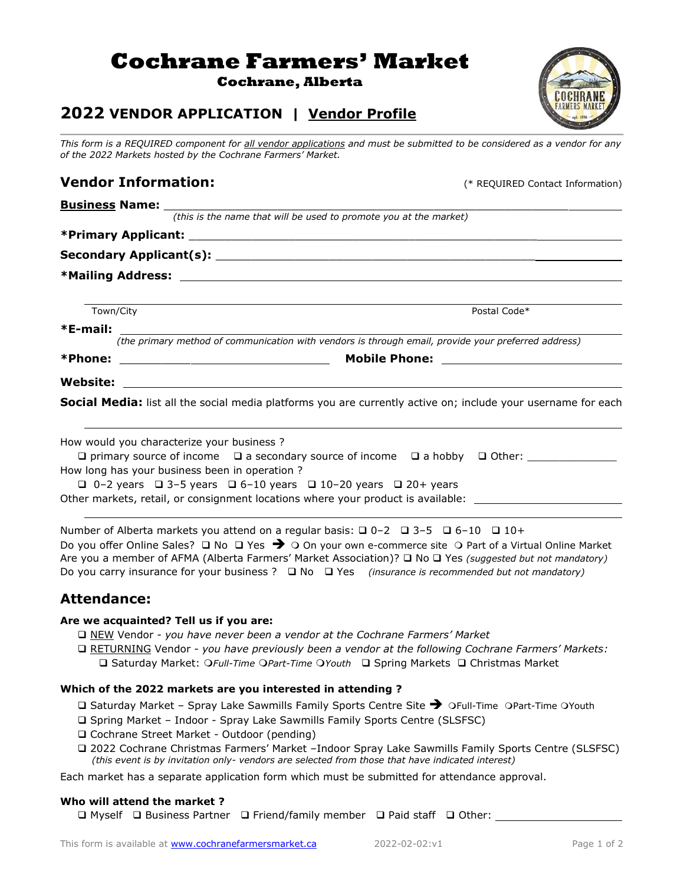# Cochrane Farmers' Market

**Cochrane, Alberta**

## 2022 VENDOR APPLICATION | Vendor Profile

*This form is a REQUIRED component for all vendor applications and must be submitted to be considered as a vendor for any of the 2022 Markets hosted by the Cochrane Farmers' Market.*

### Vendor Information:

(* REQUIRED Contact Information)

**Business Name:** ______________________________
*(this is the name that will be used to promote you at the market)*

**\*Primary Applicant:** ______________________________

**Secondary Applicant(s):** ______________________________

**\*Mailing Address:** ______________________________

______________________________
Town/City                                        Postal Code*

**\*E-mail:** ______________________________
*(the primary method of communication with vendors is through email, provide your preferred address)*

**\*Phone:** ______________________  **Mobile Phone:** ______________________

**Website:** ______________________________

**Social Media:** list all the social media platforms you are currently active on; include your username for each

______________________________

How would you characterize your business ?
❑ primary source of income ❑ a secondary source of income ❑ a hobby ❑ Other: ____________

How long has your business been in operation ?
❑ 0–2 years ❑ 3–5 years ❑ 6–10 years ❑ 10–20 years ❑ 20+ years

Other markets, retail, or consignment locations where your product is available: ______________________

______________________________

Number of Alberta markets you attend on a regular basis: ❑ 0–2 ❑ 3–5 ❑ 6–10 ❑ 10+

Do you offer Online Sales? ❑ No ❑ Yes ➔ ❍ On your own e-commerce site ❍ Part of a Virtual Online Market

Are you a member of AFMA (Alberta Farmers' Market Association)? ❑ No ❑ Yes *(suggested but not mandatory)*

Do you carry insurance for your business ? ❑ No ❑ Yes *(insurance is recommended but not mandatory)*

### Attendance:

**Are we acquainted? Tell us if you are:**

❑ NEW Vendor - *you have never been a vendor at the Cochrane Farmers' Market*

❑ RETURNING Vendor - *you have previously been a vendor at the following Cochrane Farmers' Markets:*
❑ Saturday Market: ❍*Full-Time* ❍*Part-Time* ❍*Youth* ❑ Spring Markets ❑ Christmas Market

**Which of the 2022 markets are you interested in attending ?**

❑ Saturday Market – Spray Lake Sawmills Family Sports Centre Site ➔ ❍Full-Time ❍Part-Time ❍Youth

❑ Spring Market – Indoor - Spray Lake Sawmills Family Sports Centre (SLSFSC)

❑ Cochrane Street Market - Outdoor (pending)

❑ 2022 Cochrane Christmas Farmers' Market –Indoor Spray Lake Sawmills Family Sports Centre (SLSFSC)
*(this event is by invitation only- vendors are selected from those that have indicated interest)*

Each market has a separate application form which must be submitted for attendance approval.

**Who will attend the market ?**

❑ Myself ❑ Business Partner ❑ Friend/family member ❑ Paid staff ❑ Other: ____________

This form is available at www.cochranefarmersmarket.ca 2022-02-02:v1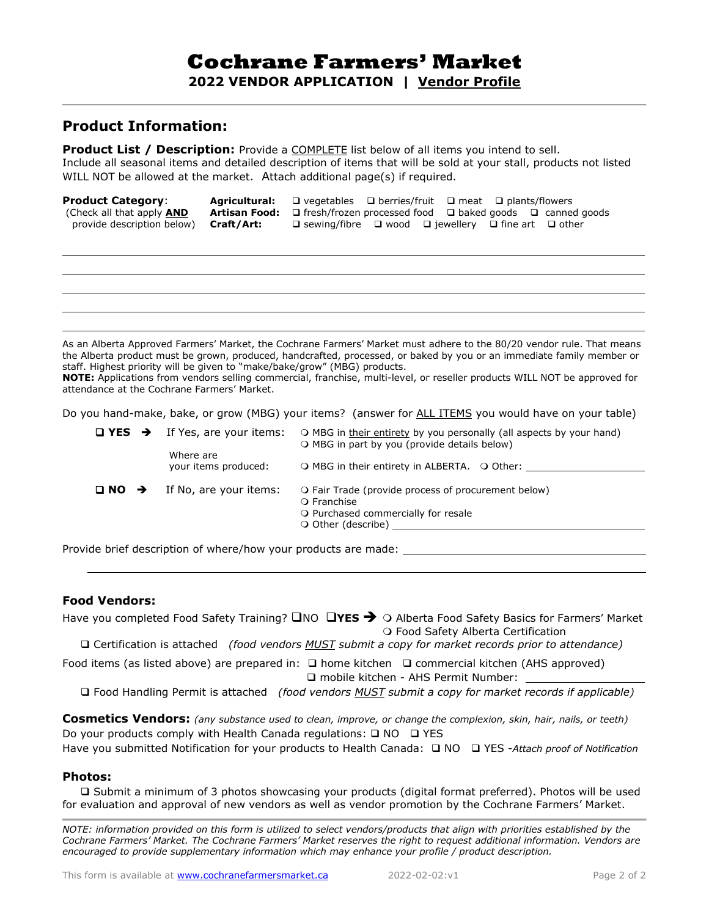# Cochrane Farmers' Market

**2022 VENDOR APPLICATION | Vendor Profile**

## Product Information:

**Product List / Description:** Provide a COMPLETE list below of all items you intend to sell. Include all seasonal items and detailed description of items that will be sold at your stall, products not listed WILL NOT be allowed at the market. Attach additional page(s) if required.

**Product Category**: (Check all that apply **AND** provide description below)

- **Agricultural:** ❑ vegetables ❑ berries/fruit ❑ meat ❑ plants/flowers
- **Artisan Food:** ❑ fresh/frozen processed food ❑ baked goods ❑ canned goods
- **Craft/Art:** ❑ sewing/fibre ❑ wood ❑ jewellery ❑ fine art ❑ other

\_\_\_\_\_\_\_\_\_\_\_\_\_\_\_\_\_\_\_\_\_\_\_\_\_\_\_\_\_\_\_\_\_\_\_\_\_\_\_\_

\_\_\_\_\_\_\_\_\_\_\_\_\_\_\_\_\_\_\_\_\_\_\_\_\_\_\_\_\_\_\_\_\_\_\_\_\_\_\_\_

\_\_\_\_\_\_\_\_\_\_\_\_\_\_\_\_\_\_\_\_\_\_\_\_\_\_\_\_\_\_\_\_\_\_\_\_\_\_\_\_

\_\_\_\_\_\_\_\_\_\_\_\_\_\_\_\_\_\_\_\_\_\_\_\_\_\_\_\_\_\_\_\_\_\_\_\_\_\_\_\_

\_\_\_\_\_\_\_\_\_\_\_\_\_\_\_\_\_\_\_\_\_\_\_\_\_\_\_\_\_\_\_\_\_\_\_\_\_\_\_\_

As an Alberta Approved Farmers' Market, the Cochrane Farmers' Market must adhere to the 80/20 vendor rule. That means the Alberta product must be grown, produced, handcrafted, processed, or baked by you or an immediate family member or staff. Highest priority will be given to "make/bake/grow" (MBG) products.

**NOTE:** Applications from vendors selling commercial, franchise, multi-level, or reseller products WILL NOT be approved for attendance at the Cochrane Farmers' Market.

Do you hand-make, bake, or grow (MBG) your items? (answer for ALL ITEMS you would have on your table)

**❑ YES ➔** If Yes, are your items:
- ❍ MBG in their entirety by you personally (all aspects by your hand)
- ❍ MBG in part by you (provide details below)

Where are your items produced:
- ❍ MBG in their entirety in ALBERTA. ❍ Other: \_\_\_\_\_\_\_\_\_\_\_\_\_\_\_\_

**❑ NO ➔** If No, are your items:
- ❍ Fair Trade (provide process of procurement below)
- ❍ Franchise
- ❍ Purchased commercially for resale
- ❍ Other (describe) \_\_\_\_\_\_\_\_\_\_\_\_\_\_\_\_

Provide brief description of where/how your products are made: \_\_\_\_\_\_\_\_\_\_\_\_\_\_\_\_

\_\_\_\_\_\_\_\_\_\_\_\_\_\_\_\_\_\_\_\_\_\_\_\_\_\_\_\_\_\_\_\_\_\_\_\_\_\_\_\_

### Food Vendors:

Have you completed Food Safety Training? ❑NO **❑YES ➔** ❍ Alberta Food Safety Basics for Farmers' Market ❍ Food Safety Alberta Certification

❑ Certification is attached *(food vendors MUST submit a copy for market records prior to attendance)*

Food items (as listed above) are prepared in: ❑ home kitchen ❑ commercial kitchen (AHS approved) ❑ mobile kitchen - AHS Permit Number: \_\_\_\_\_\_\_\_\_\_\_\_\_\_\_\_

❑ Food Handling Permit is attached *(food vendors MUST submit a copy for market records if applicable)*

**Cosmetics Vendors:** *(any substance used to clean, improve, or change the complexion, skin, hair, nails, or teeth)*

Do your products comply with Health Canada regulations: ❑ NO ❑ YES

Have you submitted Notification for your products to Health Canada: ❑ NO ❑ YES -*Attach proof of Notification*

### Photos:

❑ Submit a minimum of 3 photos showcasing your products (digital format preferred). Photos will be used for evaluation and approval of new vendors as well as vendor promotion by the Cochrane Farmers' Market.

*NOTE: information provided on this form is utilized to select vendors/products that align with priorities established by the Cochrane Farmers' Market. The Cochrane Farmers' Market reserves the right to request additional information. Vendors are encouraged to provide supplementary information which may enhance your profile / product description.*

This form is available at www.cochranefarmersmarket.ca 2022-02-02:v1